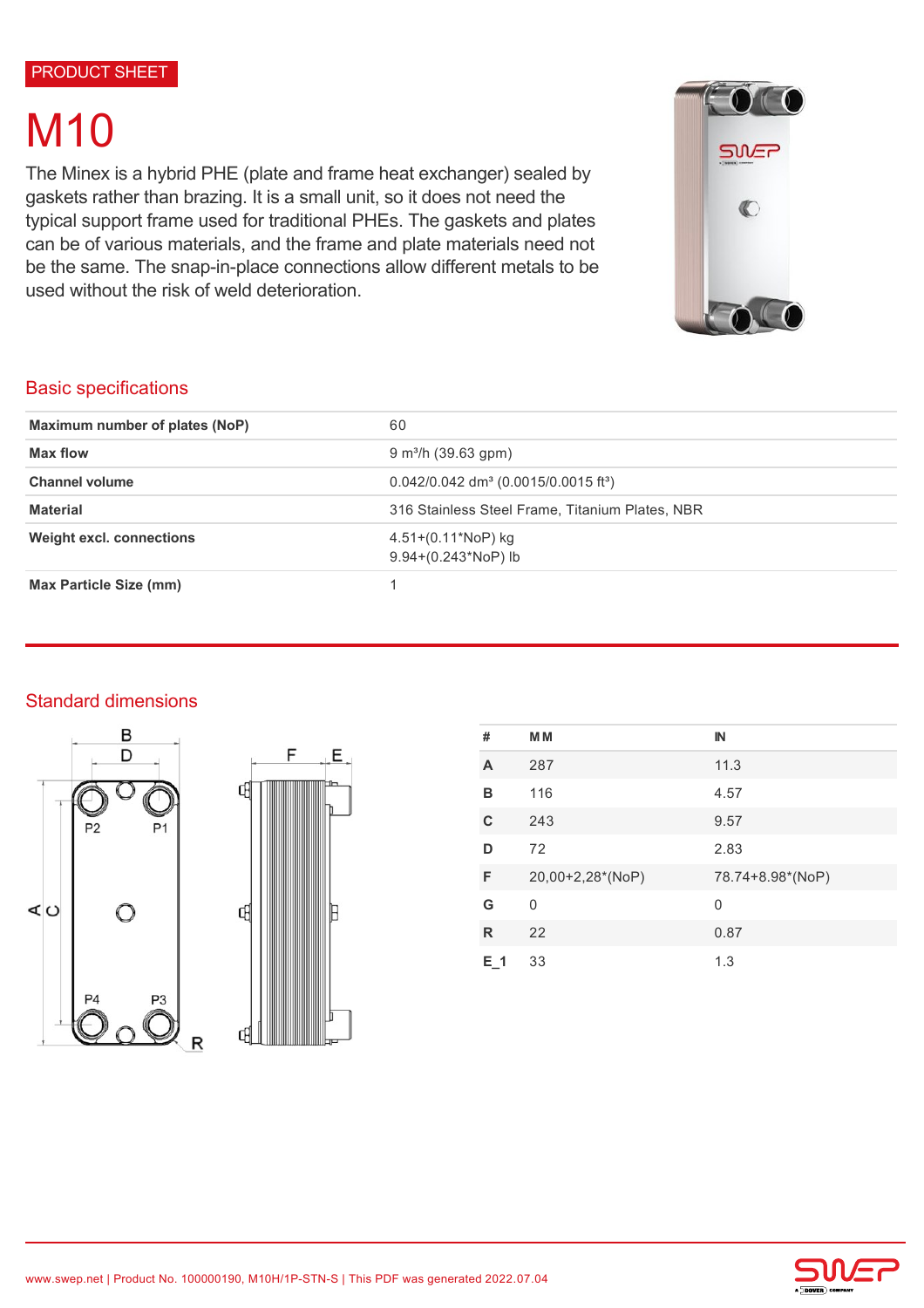PRODUCT SHEET

# M10

The Minex is a hybrid PHE (plate and frame heat exchanger) sealed by gaskets rather than brazing. It is a small unit, so it does not need the typical support frame used for traditional PHEs. The gaskets and plates can be of various materials, and the frame and plate materials need not be the same. The snap-in-place connections allow different metals to be used without the risk of weld deterioration.

## Basic specifications

| | |
|---|---|
| **Maximum number of plates (NoP)** | 60 |
| **Max flow** | 9 m³/h (39.63 gpm) |
| **Channel volume** | 0.042/0.042 dm³ (0.0015/0.0015 ft³) |
| **Material** | 316 Stainless Steel Frame, Titanium Plates, NBR |
| **Weight excl. connections** | 4.51+(0.11*NoP) kg<br>9.94+(0.243*NoP) lb |
| **Max Particle Size (mm)** | 1 |

## Standard dimensions

| # | MM | IN |
|---|---|---|
| A | 287 | 11.3 |
| B | 116 | 4.57 |
| C | 243 | 9.57 |
| D | 72 | 2.83 |
| F | 20,00+2,28*(NoP) | 78.74+8.98*(NoP) |
| G | 0 | 0 |
| R | 22 | 0.87 |
| E_1 | 33 | 1.3 |

www.swep.net | Product No. 100000190, M10H/1P-STN-S | This PDF was generated 2022.07.04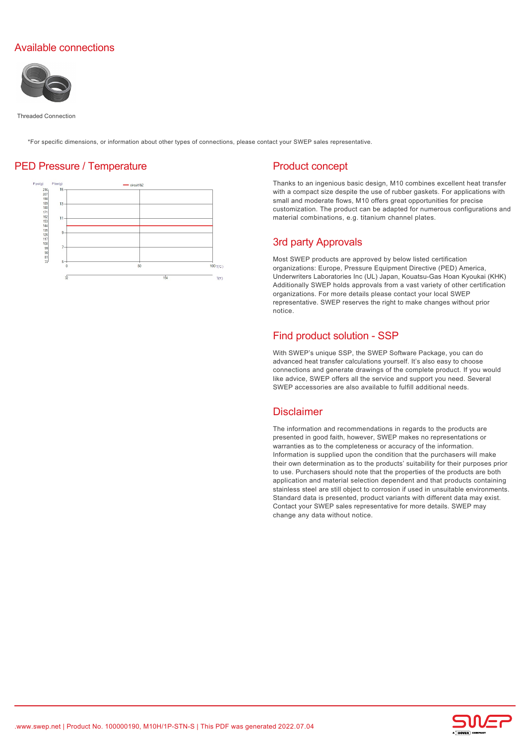## Available connections

Threaded Connection

*For specific dimensions, or information about other types of connections, please contact your SWEP sales representative.

## PED Pressure / Temperature

P psi(g)
P bar(g)
circuit1&2

216
207
198
189
180
171
162
153
144
135
126
117
108
99
90
81
72

15
13
11
9
7
5

0
50
100 T(°C)

32
154
T(°F)

## Product concept

Thanks to an ingenious basic design, M10 combines excellent heat transfer with a compact size despite the use of rubber gaskets. For applications with small and moderate flows, M10 offers great opportunities for precise customization. The product can be adapted for numerous configurations and material combinations, e.g. titanium channel plates.

## 3rd party Approvals

Most SWEP products are approved by below listed certification organizations: Europe, Pressure Equipment Directive (PED) America, Underwriters Laboratories Inc (UL) Japan, Kouatsu-Gas Hoan Kyoukai (KHK) Additionally SWEP holds approvals from a vast variety of other certification organizations. For more details please contact your local SWEP representative. SWEP reserves the right to make changes without prior notice.

## Find product solution - SSP

With SWEP's unique SSP, the SWEP Software Package, you can do advanced heat transfer calculations yourself. It's also easy to choose connections and generate drawings of the complete product. If you would like advice, SWEP offers all the service and support you need. Several SWEP accessories are also available to fulfill additional needs.

## Disclaimer

The information and recommendations in regards to the products are presented in good faith, however, SWEP makes no representations or warranties as to the completeness or accuracy of the information. Information is supplied upon the condition that the purchasers will make their own determination as to the products' suitability for their purposes prior to use. Purchasers should note that the properties of the products are both application and material selection dependent and that products containing stainless steel are still object to corrosion if used in unsuitable environments. Standard data is presented, product variants with different data may exist. Contact your SWEP sales representative for more details. SWEP may change any data without notice.

.www.swep.net | Product No. 100000190, M10H/1P-STN-S | This PDF was generated 2022.07.04